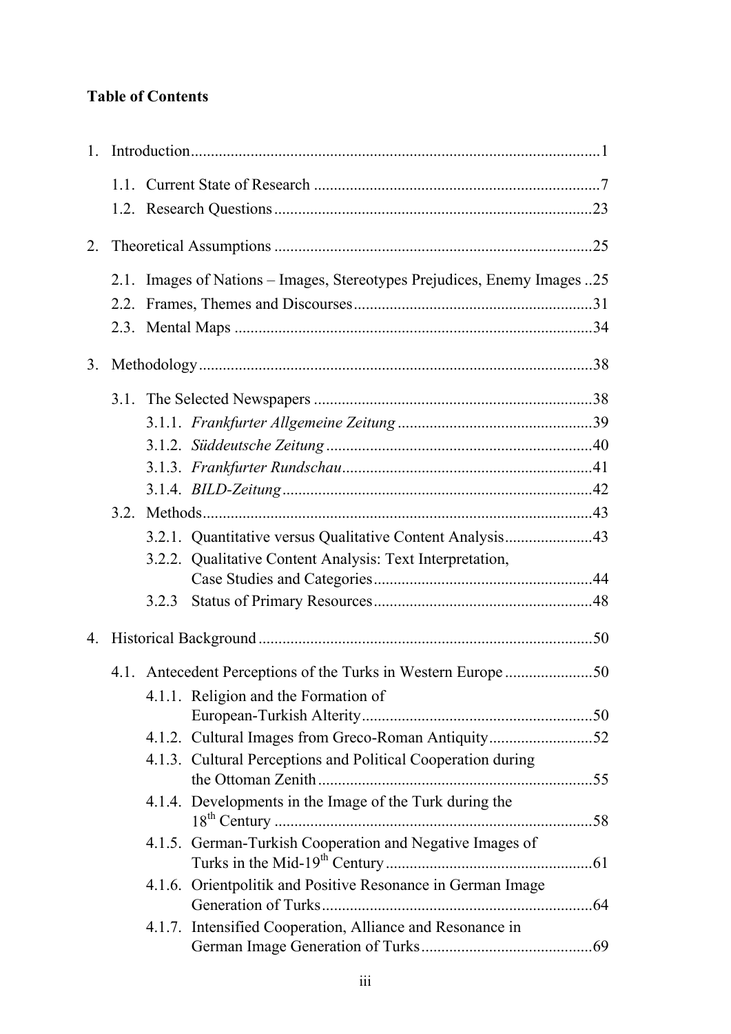## Table of Contents

1. Introduction ... 1
   - 1.1. Current State of Research ... 7
   - 1.2. Research Questions ... 23
2. Theoretical Assumptions ... 25
   - 2.1. Images of Nations – Images, Stereotypes Prejudices, Enemy Images ... 25
   - 2.2. Frames, Themes and Discourses ... 31
   - 2.3. Mental Maps ... 34
3. Methodology ... 38
   - 3.1. The Selected Newspapers ... 38
     - 3.1.1. *Frankfurter Allgemeine Zeitung* ... 39
     - 3.1.2. *Süddeutsche Zeitung* ... 40
     - 3.1.3. *Frankfurter Rundschau* ... 41
     - 3.1.4. *BILD-Zeitung* ... 42
   - 3.2. Methods ... 43
     - 3.2.1. Quantitative versus Qualitative Content Analysis ... 43
     - 3.2.2. Qualitative Content Analysis: Text Interpretation, Case Studies and Categories ... 44
     - 3.2.3 Status of Primary Resources ... 48
4. Historical Background ... 50
   - 4.1. Antecedent Perceptions of the Turks in Western Europe ... 50
     - 4.1.1. Religion and the Formation of European-Turkish Alterity ... 50
     - 4.1.2. Cultural Images from Greco-Roman Antiquity ... 52
     - 4.1.3. Cultural Perceptions and Political Cooperation during the Ottoman Zenith ... 55
     - 4.1.4. Developments in the Image of the Turk during the 18th Century ... 58
     - 4.1.5. German-Turkish Cooperation and Negative Images of Turks in the Mid-19th Century ... 61
     - 4.1.6. Orientpolitik and Positive Resonance in German Image Generation of Turks ... 64
     - 4.1.7. Intensified Cooperation, Alliance and Resonance in German Image Generation of Turks ... 69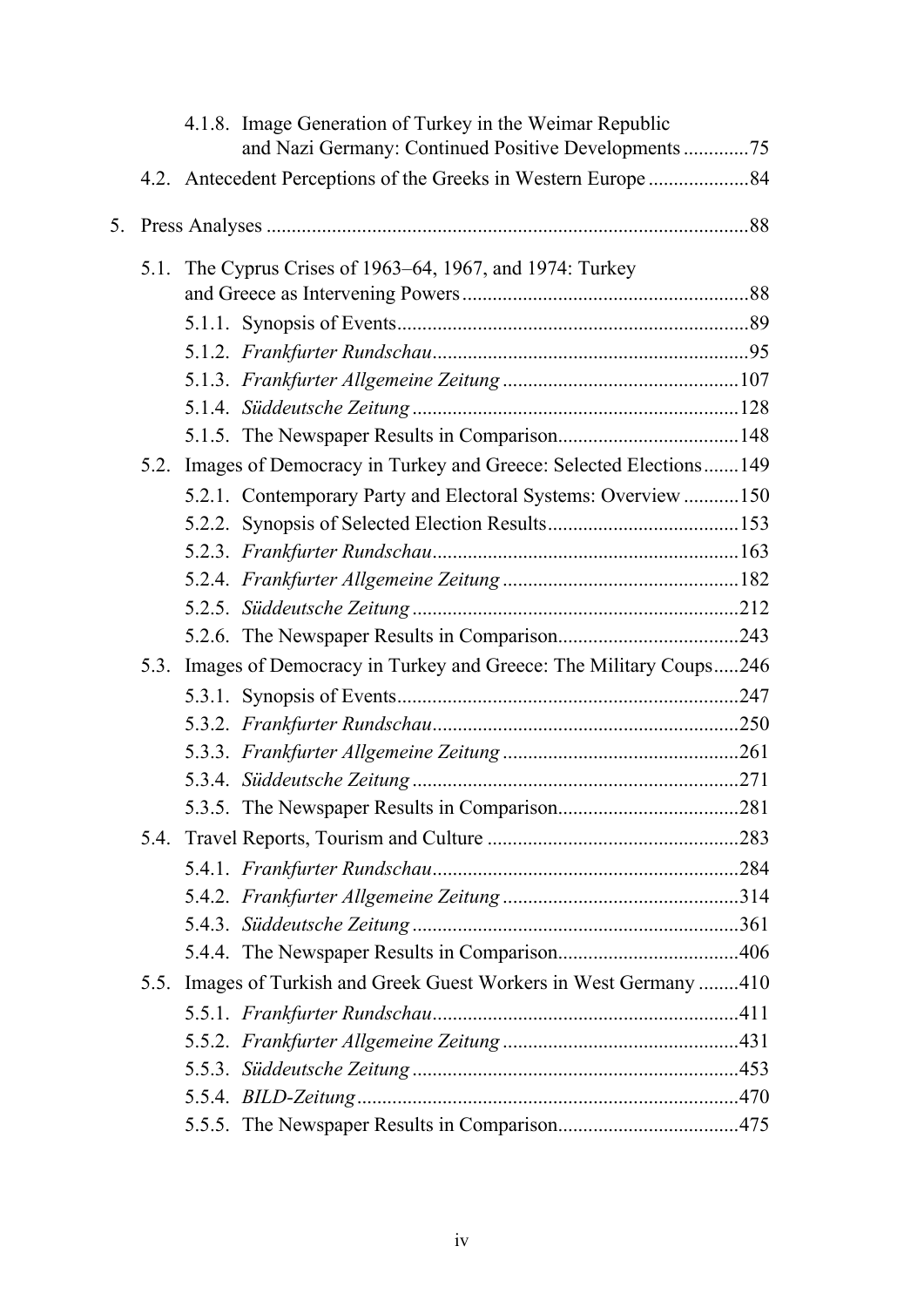- 4.1.8. Image Generation of Turkey in the Weimar Republic and Nazi Germany: Continued Positive Developments ............. 75
- 4.2. Antecedent Perceptions of the Greeks in Western Europe .................... 84

5. Press Analyses ................................................................................................ 88

- 5.1. The Cyprus Crises of 1963–64, 1967, and 1974: Turkey and Greece as Intervening Powers ......................................................... 88
  - 5.1.1. Synopsis of Events ..................................................................... 89
  - 5.1.2. *Frankfurter Rundschau* .............................................................. 95
  - 5.1.3. *Frankfurter Allgemeine Zeitung* ............................................... 107
  - 5.1.4. *Süddeutsche Zeitung* ................................................................ 128
  - 5.1.5. The Newspaper Results in Comparison .................................... 148
- 5.2. Images of Democracy in Turkey and Greece: Selected Elections ....... 149
  - 5.2.1. Contemporary Party and Electoral Systems: Overview ........... 150
  - 5.2.2. Synopsis of Selected Election Results ...................................... 153
  - 5.2.3. *Frankfurter Rundschau* ............................................................ 163
  - 5.2.4. *Frankfurter Allgemeine Zeitung* ............................................... 182
  - 5.2.5. *Süddeutsche Zeitung* ................................................................ 212
  - 5.2.6. The Newspaper Results in Comparison .................................... 243
- 5.3. Images of Democracy in Turkey and Greece: The Military Coups ..... 246
  - 5.3.1. Synopsis of Events ................................................................... 247
  - 5.3.2. *Frankfurter Rundschau* ............................................................ 250
  - 5.3.3. *Frankfurter Allgemeine Zeitung* ............................................... 261
  - 5.3.4. *Süddeutsche Zeitung* ................................................................ 271
  - 5.3.5. The Newspaper Results in Comparison .................................... 281
- 5.4. Travel Reports, Tourism and Culture .................................................. 283
  - 5.4.1. *Frankfurter Rundschau* ............................................................ 284
  - 5.4.2. *Frankfurter Allgemeine Zeitung* ............................................... 314
  - 5.4.3. *Süddeutsche Zeitung* ................................................................ 361
  - 5.4.4. The Newspaper Results in Comparison .................................... 406
- 5.5. Images of Turkish and Greek Guest Workers in West Germany ........ 410
  - 5.5.1. *Frankfurter Rundschau* ............................................................ 411
  - 5.5.2. *Frankfurter Allgemeine Zeitung* ............................................... 431
  - 5.5.3. *Süddeutsche Zeitung* ................................................................ 453
  - 5.5.4. *BILD-Zeitung* ........................................................................... 470
  - 5.5.5. The Newspaper Results in Comparison .................................... 475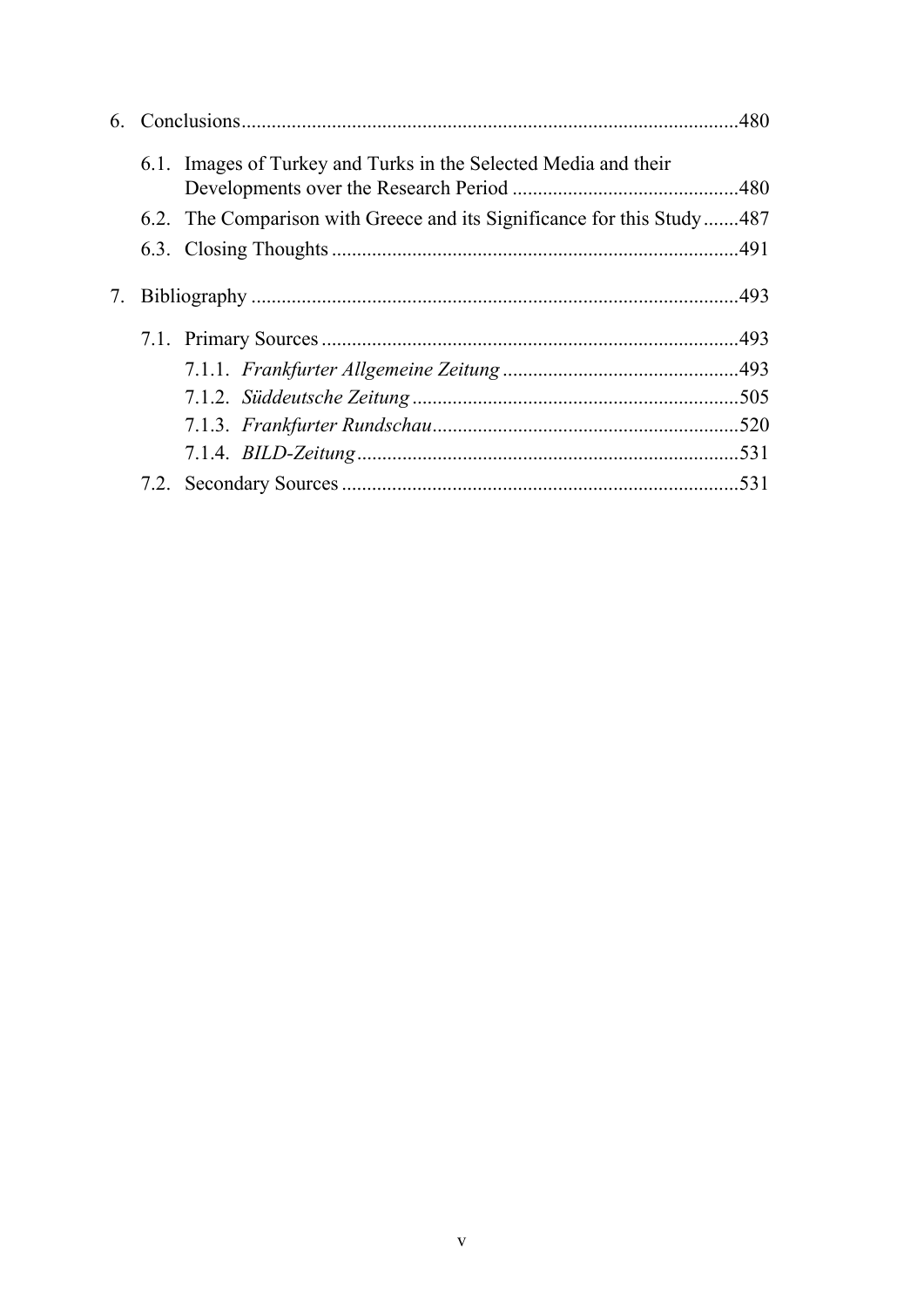6. Conclusions ....................................................................................................480

   6.1. Images of Turkey and Turks in the Selected Media and their Developments over the Research Period ............................................480

   6.2. The Comparison with Greece and its Significance for this Study .......487

   6.3. Closing Thoughts ................................................................................491

7. Bibliography ................................................................................................493

   7.1. Primary Sources ..................................................................................493

      7.1.1. *Frankfurter Allgemeine Zeitung* ...............................................493

      7.1.2. *Süddeutsche Zeitung* .................................................................505

      7.1.3. *Frankfurter Rundschau* .............................................................520

      7.1.4. *BILD-Zeitung* ............................................................................531

   7.2. Secondary Sources ..............................................................................531